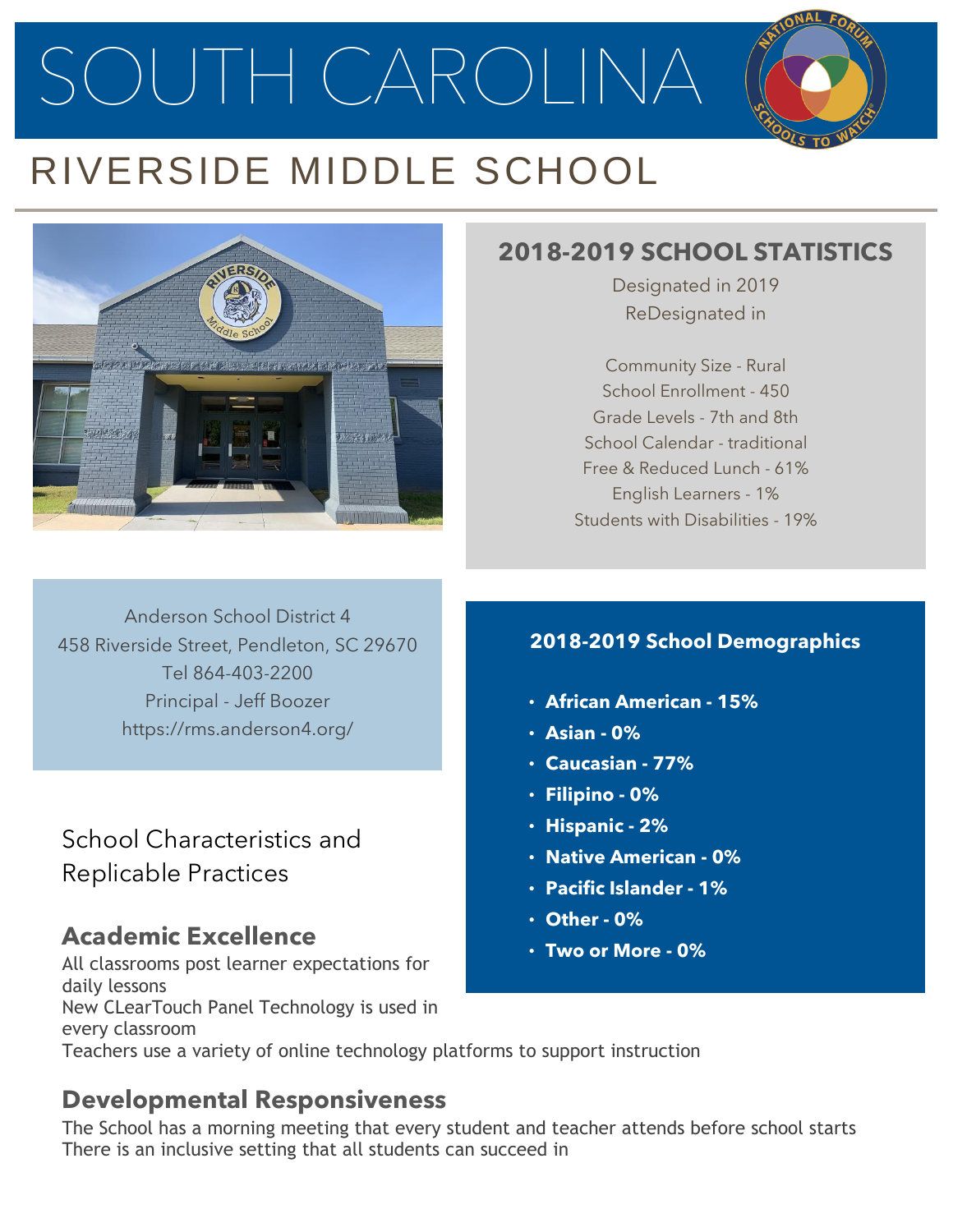# SOUTH CAROLINA

## RIVERSIDE MIDDLE SCHOOL

### 2018-2019 SCHOOL STATISTICS

Designated in 2019
ReDesignated in

Community Size - Rural
School Enrollment - 450
Grade Levels - 7th and 8th
School Calendar - traditional
Free & Reduced Lunch - 61%
English Learners - 1%
Students with Disabilities - 19%

Anderson School District 4
458 Riverside Street, Pendleton, SC 29670
Tel 864-403-2200
Principal - Jeff Boozer
https://rms.anderson4.org/

### 2018-2019 School Demographics

- **African American - 15%**
- **Asian - 0%**
- **Caucasian - 77%**
- **Filipino - 0%**
- **Hispanic - 2%**
- **Native American - 0%**
- **Pacific Islander - 1%**
- **Other - 0%**
- **Two or More - 0%**

## School Characteristics and Replicable Practices

### Academic Excellence

All classrooms post learner expectations for daily lessons
New CLearTouch Panel Technology is used in every classroom
Teachers use a variety of online technology platforms to support instruction

### Developmental Responsiveness

The School has a morning meeting that every student and teacher attends before school starts
There is an inclusive setting that all students can succeed in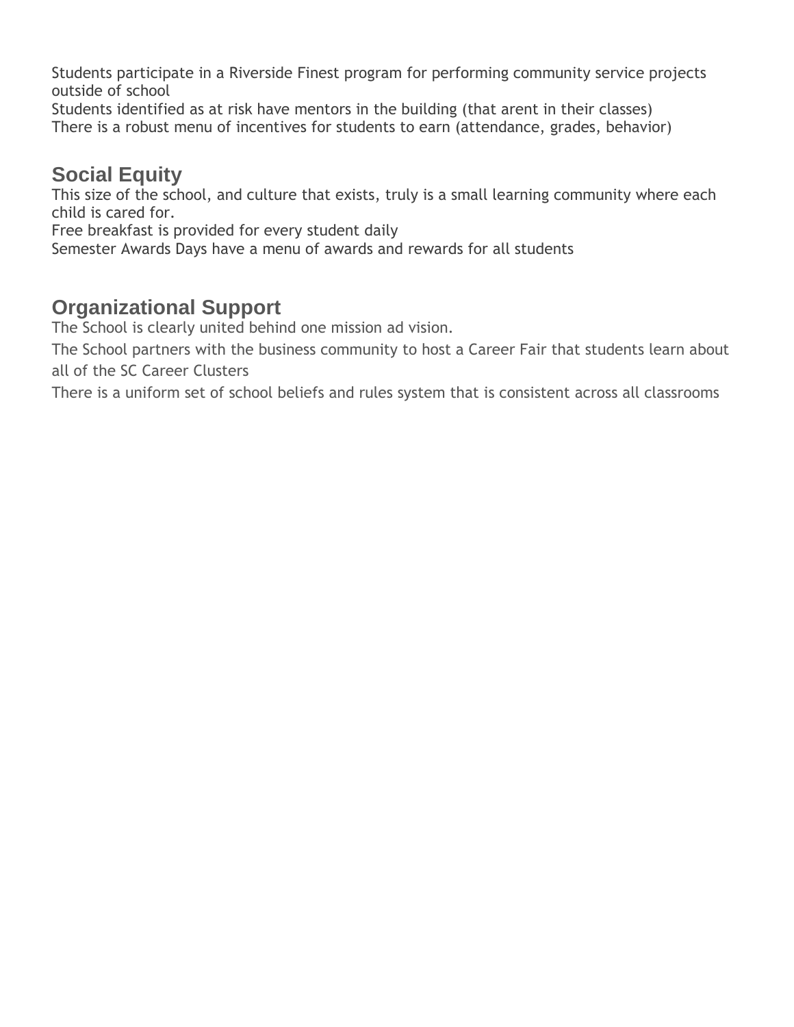Students participate in a Riverside Finest program for performing community service projects outside of school
Students identified as at risk have mentors in the building (that arent in their classes)
There is a robust menu of incentives for students to earn (attendance, grades, behavior)

## Social Equity

This size of the school, and culture that exists, truly is a small learning community where each child is cared for.
Free breakfast is provided for every student daily
Semester Awards Days have a menu of awards and rewards for all students

## Organizational Support

The School is clearly united behind one mission ad vision.

The School partners with the business community to host a Career Fair that students learn about all of the SC Career Clusters

There is a uniform set of school beliefs and rules system that is consistent across all classrooms